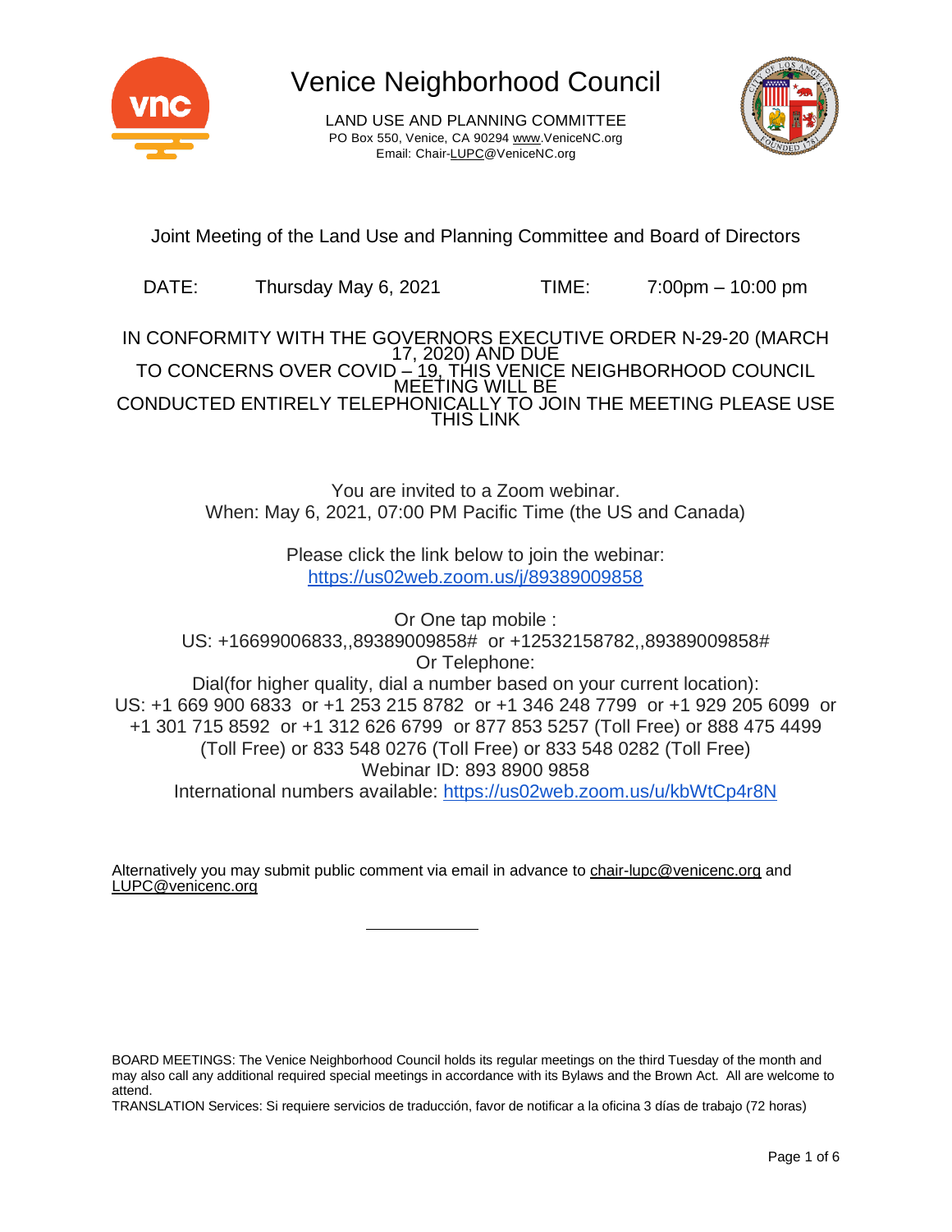# Venice Neighborhood Council

LAND USE AND PLANNING COMMITTEE
PO Box 550, Venice, CA 90294 www.VeniceNC.org
Email: Chair-LUPC@VeniceNC.org

## Joint Meeting of the Land Use and Planning Committee and Board of Directors

DATE: Thursday May 6, 2021 TIME: 7:00pm – 10:00 pm

IN CONFORMITY WITH THE GOVERNORS EXECUTIVE ORDER N-29-20 (MARCH 17, 2020) AND DUE TO CONCERNS OVER COVID – 19, THIS VENICE NEIGHBORHOOD COUNCIL MEETING WILL BE CONDUCTED ENTIRELY TELEPHONICALLY TO JOIN THE MEETING PLEASE USE THIS LINK

You are invited to a Zoom webinar.
When: May 6, 2021, 07:00 PM Pacific Time (the US and Canada)

Please click the link below to join the webinar:
https://us02web.zoom.us/j/89389009858

Or One tap mobile :
US: +16699006833,,89389009858# or +12532158782,,89389009858#
Or Telephone:
Dial(for higher quality, dial a number based on your current location):
US: +1 669 900 6833 or +1 253 215 8782 or +1 346 248 7799 or +1 929 205 6099 or +1 301 715 8592 or +1 312 626 6799 or 877 853 5257 (Toll Free) or 888 475 4499 (Toll Free) or 833 548 0276 (Toll Free) or 833 548 0282 (Toll Free)
Webinar ID: 893 8900 9858
International numbers available: https://us02web.zoom.us/u/kbWtCp4r8N

Alternatively you may submit public comment via email in advance to chair-lupc@venicenc.org and LUPC@venicenc.org

BOARD MEETINGS: The Venice Neighborhood Council holds its regular meetings on the third Tuesday of the month and may also call any additional required special meetings in accordance with its Bylaws and the Brown Act. All are welcome to attend.
TRANSLATION Services: Si requiere servicios de traducción, favor de notificar a la oficina 3 días de trabajo (72 horas)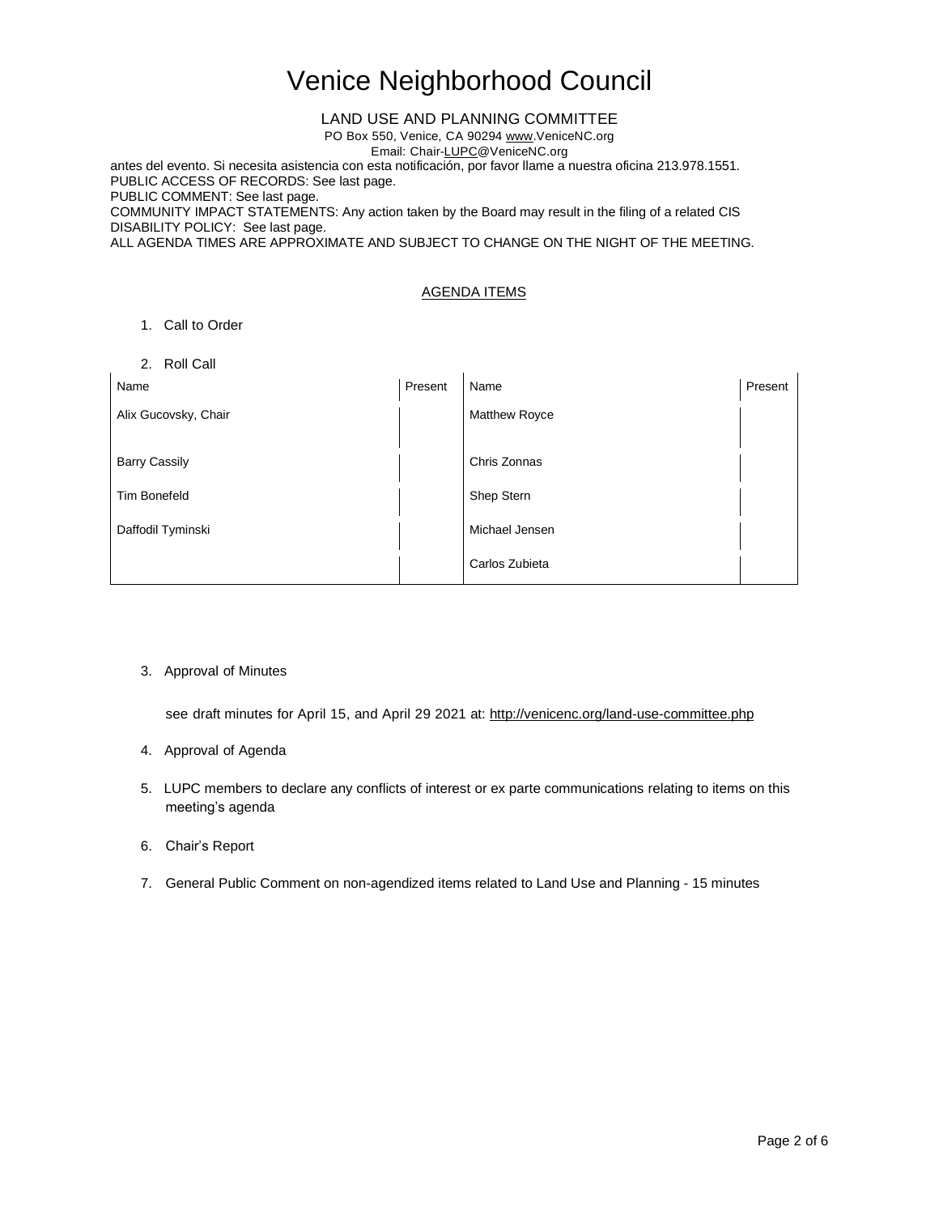# Venice Neighborhood Council

LAND USE AND PLANNING COMMITTEE

PO Box 550, Venice, CA 90294 www.VeniceNC.org

Email: Chair-LUPC@VeniceNC.org

antes del evento. Si necesita asistencia con esta notificación, por favor llame a nuestra oficina 213.978.1551.
PUBLIC ACCESS OF RECORDS: See last page.
PUBLIC COMMENT: See last page.
COMMUNITY IMPACT STATEMENTS: Any action taken by the Board may result in the filing of a related CIS
DISABILITY POLICY: See last page.
ALL AGENDA TIMES ARE APPROXIMATE AND SUBJECT TO CHANGE ON THE NIGHT OF THE MEETING.

## AGENDA ITEMS

1. Call to Order

2. Roll Call

| Name | Present | Name | Present |
|---|---|---|---|
| Alix Gucovsky, Chair | | Matthew Royce | |
| Barry Cassily | | Chris Zonnas | |
| Tim Bonefeld | | Shep Stern | |
| Daffodil Tyminski | | Michael Jensen | |
| | | Carlos Zubieta | |

3. Approval of Minutes

   see draft minutes for April 15, and April 29 2021 at: http://venicenc.org/land-use-committee.php

4. Approval of Agenda

5. LUPC members to declare any conflicts of interest or ex parte communications relating to items on this meeting's agenda

6. Chair's Report

7. General Public Comment on non-agendized items related to Land Use and Planning - 15 minutes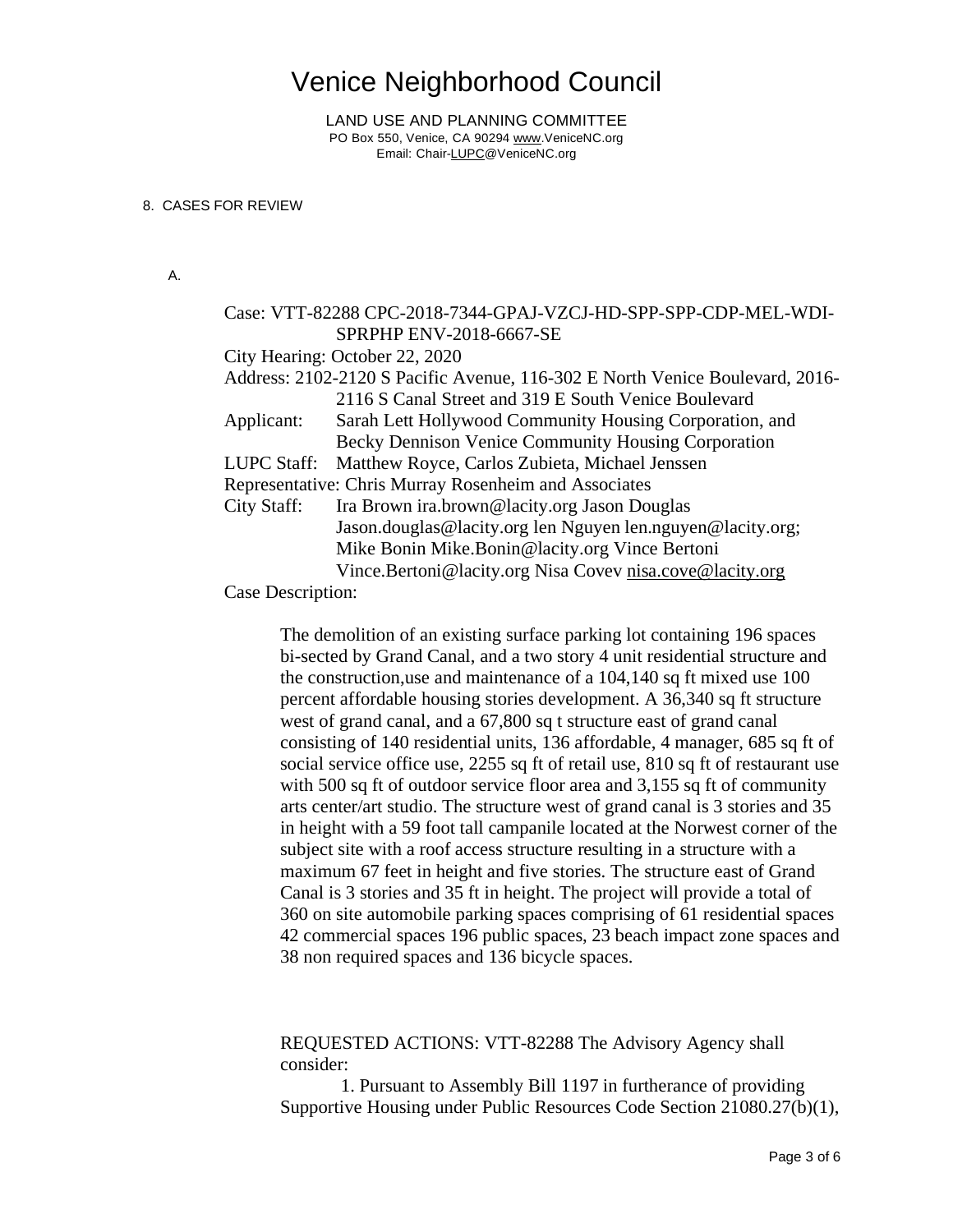# Venice Neighborhood Council

LAND USE AND PLANNING COMMITTEE
PO Box 550, Venice, CA 90294 www.VeniceNC.org
Email: Chair-LUPC@VeniceNC.org

8. CASES FOR REVIEW

A.

Case: VTT-82288 CPC-2018-7344-GPAJ-VZCJ-HD-SPP-SPP-CDP-MEL-WDI-SPRPHP ENV-2018-6667-SE

City Hearing: October 22, 2020

Address: 2102-2120 S Pacific Avenue, 116-302 E North Venice Boulevard, 2016-2116 S Canal Street and 319 E South Venice Boulevard

Applicant: Sarah Lett Hollywood Community Housing Corporation, and Becky Dennison Venice Community Housing Corporation

LUPC Staff: Matthew Royce, Carlos Zubieta, Michael Jenssen

Representative: Chris Murray Rosenheim and Associates

City Staff: Ira Brown ira.brown@lacity.org Jason Douglas Jason.douglas@lacity.org len Nguyen len.nguyen@lacity.org; Mike Bonin Mike.Bonin@lacity.org Vince Bertoni Vince.Bertoni@lacity.org Nisa Covev nisa.cove@lacity.org

Case Description:

The demolition of an existing surface parking lot containing 196 spaces bi-sected by Grand Canal, and a two story 4 unit residential structure and the construction,use and maintenance of a 104,140 sq ft mixed use 100 percent affordable housing stories development. A 36,340 sq ft structure west of grand canal, and a 67,800 sq t structure east of grand canal consisting of 140 residential units, 136 affordable, 4 manager, 685 sq ft of social service office use, 2255 sq ft of retail use, 810 sq ft of restaurant use with 500 sq ft of outdoor service floor area and 3,155 sq ft of community arts center/art studio. The structure west of grand canal is 3 stories and 35 in height with a 59 foot tall campanile located at the Norwest corner of the subject site with a roof access structure resulting in a structure with a maximum 67 feet in height and five stories. The structure east of Grand Canal is 3 stories and 35 ft in height. The project will provide a total of 360 on site automobile parking spaces comprising of 61 residential spaces 42 commercial spaces 196 public spaces, 23 beach impact zone spaces and 38 non required spaces and 136 bicycle spaces.

REQUESTED ACTIONS: VTT-82288 The Advisory Agency shall consider:

1. Pursuant to Assembly Bill 1197 in furtherance of providing Supportive Housing under Public Resources Code Section 21080.27(b)(1),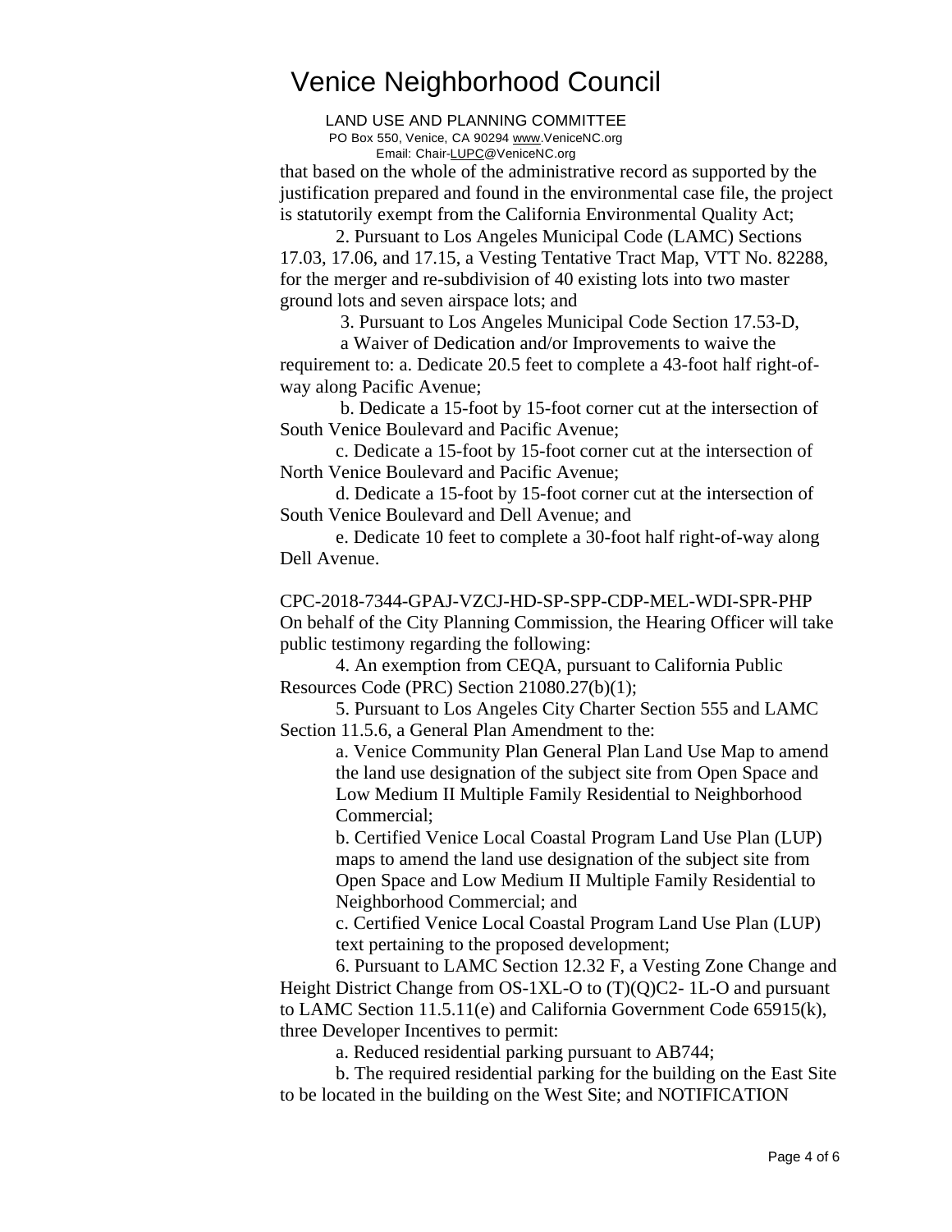that based on the whole of the administrative record as supported by the justification prepared and found in the environmental case file, the project is statutorily exempt from the California Environmental Quality Act;

2. Pursuant to Los Angeles Municipal Code (LAMC) Sections 17.03, 17.06, and 17.15, a Vesting Tentative Tract Map, VTT No. 82288, for the merger and re-subdivision of 40 existing lots into two master ground lots and seven airspace lots; and

3. Pursuant to Los Angeles Municipal Code Section 17.53-D, a Waiver of Dedication and/or Improvements to waive the requirement to: a. Dedicate 20.5 feet to complete a 43-foot half right-of-way along Pacific Avenue;

b. Dedicate a 15-foot by 15-foot corner cut at the intersection of South Venice Boulevard and Pacific Avenue;

c. Dedicate a 15-foot by 15-foot corner cut at the intersection of North Venice Boulevard and Pacific Avenue;

d. Dedicate a 15-foot by 15-foot corner cut at the intersection of South Venice Boulevard and Dell Avenue; and

e. Dedicate 10 feet to complete a 30-foot half right-of-way along Dell Avenue.

CPC-2018-7344-GPAJ-VZCJ-HD-SP-SPP-CDP-MEL-WDI-SPR-PHP
On behalf of the City Planning Commission, the Hearing Officer will take public testimony regarding the following:

4. An exemption from CEQA, pursuant to California Public Resources Code (PRC) Section 21080.27(b)(1);

5. Pursuant to Los Angeles City Charter Section 555 and LAMC Section 11.5.6, a General Plan Amendment to the:

a. Venice Community Plan General Plan Land Use Map to amend the land use designation of the subject site from Open Space and Low Medium II Multiple Family Residential to Neighborhood Commercial;

b. Certified Venice Local Coastal Program Land Use Plan (LUP) maps to amend the land use designation of the subject site from Open Space and Low Medium II Multiple Family Residential to Neighborhood Commercial; and

c. Certified Venice Local Coastal Program Land Use Plan (LUP) text pertaining to the proposed development;

6. Pursuant to LAMC Section 12.32 F, a Vesting Zone Change and Height District Change from OS-1XL-O to (T)(Q)C2- 1L-O and pursuant to LAMC Section 11.5.11(e) and California Government Code 65915(k), three Developer Incentives to permit:

a. Reduced residential parking pursuant to AB744;

b. The required residential parking for the building on the East Site to be located in the building on the West Site; and NOTIFICATION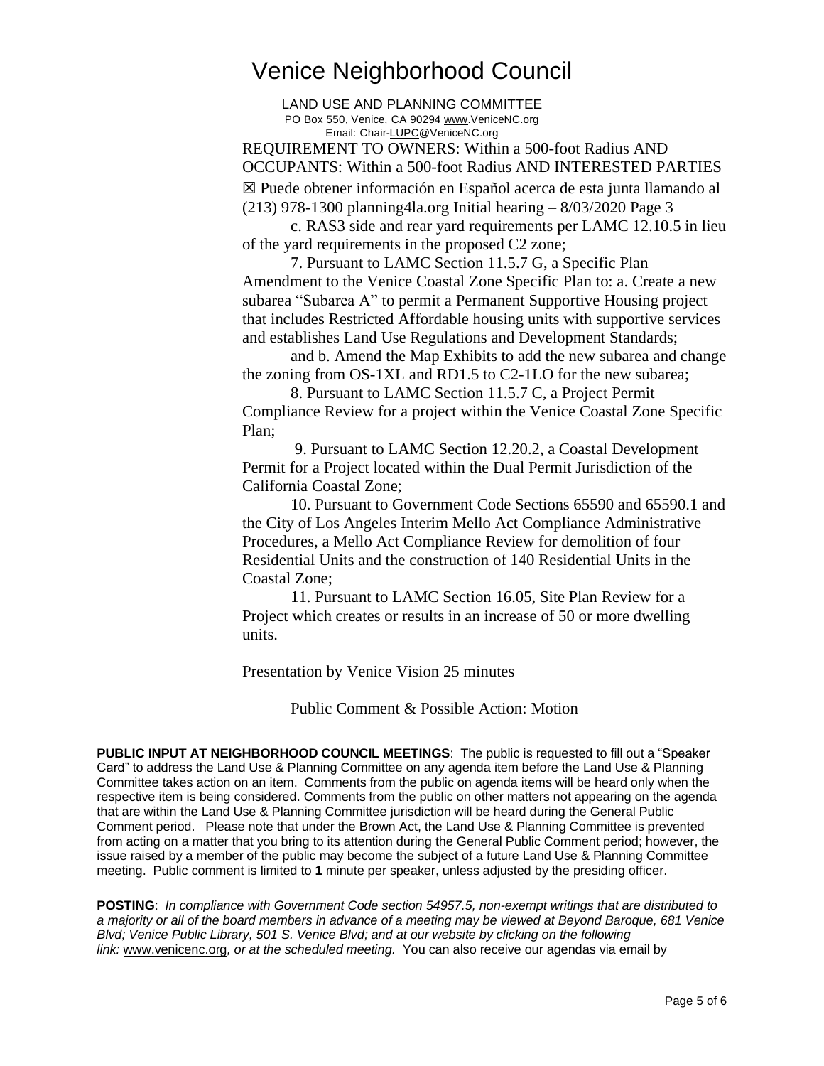# Venice Neighborhood Council

LAND USE AND PLANNING COMMITTEE
PO Box 550, Venice, CA 90294 www.VeniceNC.org
Email: Chair-LUPC@VeniceNC.org

REQUIREMENT TO OWNERS: Within a 500-foot Radius AND OCCUPANTS: Within a 500-foot Radius AND INTERESTED PARTIES ☒ Puede obtener información en Español acerca de esta junta llamando al (213) 978-1300 planning4la.org Initial hearing – 8/03/2020 Page 3

c. RAS3 side and rear yard requirements per LAMC 12.10.5 in lieu of the yard requirements in the proposed C2 zone;

7. Pursuant to LAMC Section 11.5.7 G, a Specific Plan Amendment to the Venice Coastal Zone Specific Plan to: a. Create a new subarea "Subarea A" to permit a Permanent Supportive Housing project that includes Restricted Affordable housing units with supportive services and establishes Land Use Regulations and Development Standards;

and b. Amend the Map Exhibits to add the new subarea and change the zoning from OS-1XL and RD1.5 to C2-1LO for the new subarea;

8. Pursuant to LAMC Section 11.5.7 C, a Project Permit Compliance Review for a project within the Venice Coastal Zone Specific Plan;

9. Pursuant to LAMC Section 12.20.2, a Coastal Development Permit for a Project located within the Dual Permit Jurisdiction of the California Coastal Zone;

10. Pursuant to Government Code Sections 65590 and 65590.1 and the City of Los Angeles Interim Mello Act Compliance Administrative Procedures, a Mello Act Compliance Review for demolition of four Residential Units and the construction of 140 Residential Units in the Coastal Zone;

11. Pursuant to LAMC Section 16.05, Site Plan Review for a Project which creates or results in an increase of 50 or more dwelling units.

Presentation by Venice Vision 25 minutes

Public Comment & Possible Action: Motion

**PUBLIC INPUT AT NEIGHBORHOOD COUNCIL MEETINGS**: The public is requested to fill out a "Speaker Card" to address the Land Use & Planning Committee on any agenda item before the Land Use & Planning Committee takes action on an item. Comments from the public on agenda items will be heard only when the respective item is being considered. Comments from the public on other matters not appearing on the agenda that are within the Land Use & Planning Committee jurisdiction will be heard during the General Public Comment period. Please note that under the Brown Act, the Land Use & Planning Committee is prevented from acting on a matter that you bring to its attention during the General Public Comment period; however, the issue raised by a member of the public may become the subject of a future Land Use & Planning Committee meeting. Public comment is limited to **1** minute per speaker, unless adjusted by the presiding officer.

**POSTING**: *In compliance with Government Code section 54957.5, non-exempt writings that are distributed to a majority or all of the board members in advance of a meeting may be viewed at Beyond Baroque, 681 Venice Blvd; Venice Public Library, 501 S. Venice Blvd; and at our website by clicking on the following link:* www.venicenc.org*, or at the scheduled meeting.* You can also receive our agendas via email by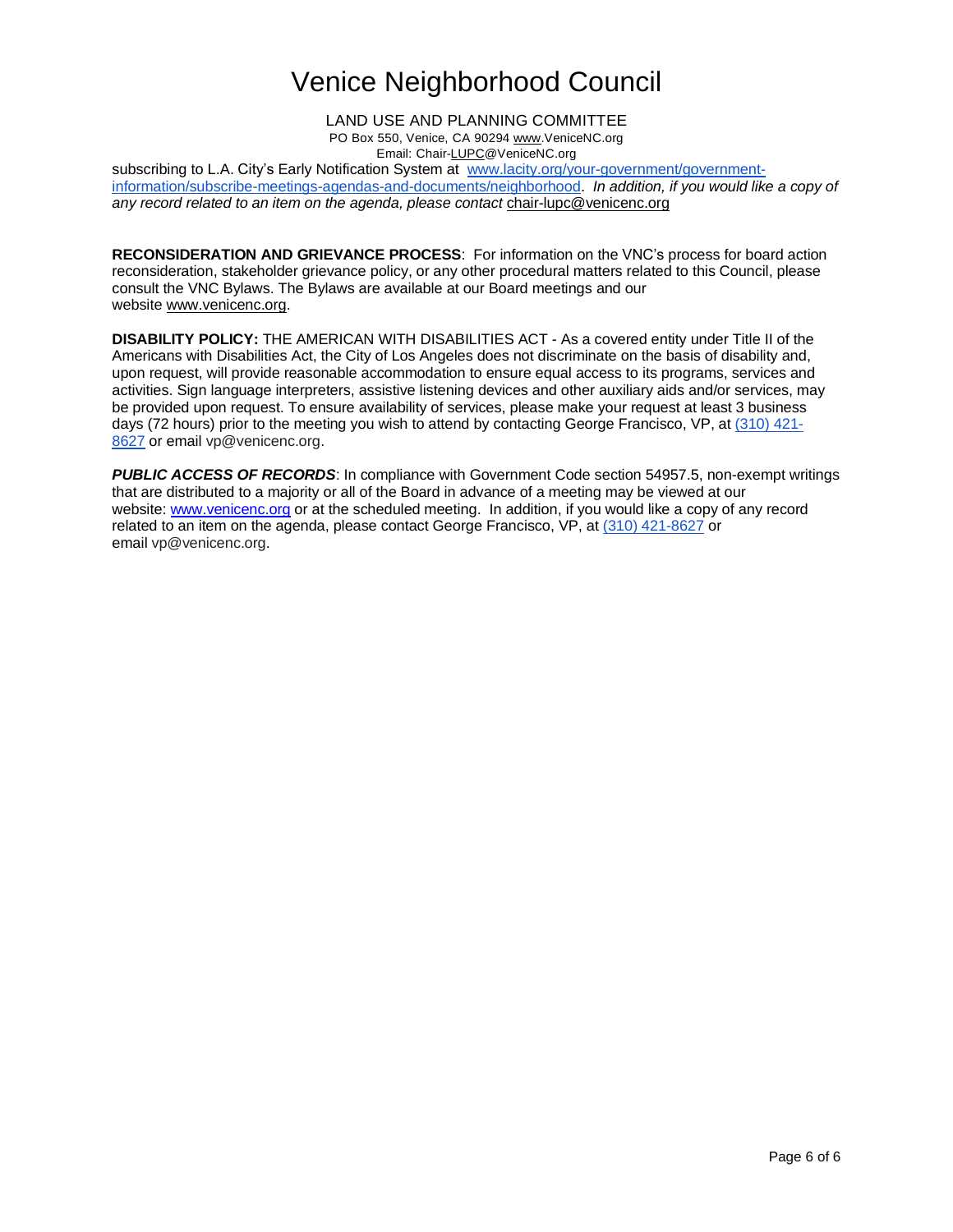subscribing to L.A. City's Early Notification System at www.lacity.org/your-government/government-information/subscribe-meetings-agendas-and-documents/neighborhood. *In addition, if you would like a copy of any record related to an item on the agenda, please contact* chair-lupc@venicenc.org

**RECONSIDERATION AND GRIEVANCE PROCESS**: For information on the VNC's process for board action reconsideration, stakeholder grievance policy, or any other procedural matters related to this Council, please consult the VNC Bylaws. The Bylaws are available at our Board meetings and our website www.venicenc.org.

**DISABILITY POLICY:** THE AMERICAN WITH DISABILITIES ACT - As a covered entity under Title II of the Americans with Disabilities Act, the City of Los Angeles does not discriminate on the basis of disability and, upon request, will provide reasonable accommodation to ensure equal access to its programs, services and activities. Sign language interpreters, assistive listening devices and other auxiliary aids and/or services, may be provided upon request. To ensure availability of services, please make your request at least 3 business days (72 hours) prior to the meeting you wish to attend by contacting George Francisco, VP, at (310) 421-8627 or email vp@venicenc.org.

***PUBLIC ACCESS OF RECORDS***: In compliance with Government Code section 54957.5, non-exempt writings that are distributed to a majority or all of the Board in advance of a meeting may be viewed at our website: www.venicenc.org or at the scheduled meeting. In addition, if you would like a copy of any record related to an item on the agenda, please contact George Francisco, VP, at (310) 421-8627 or email vp@venicenc.org.